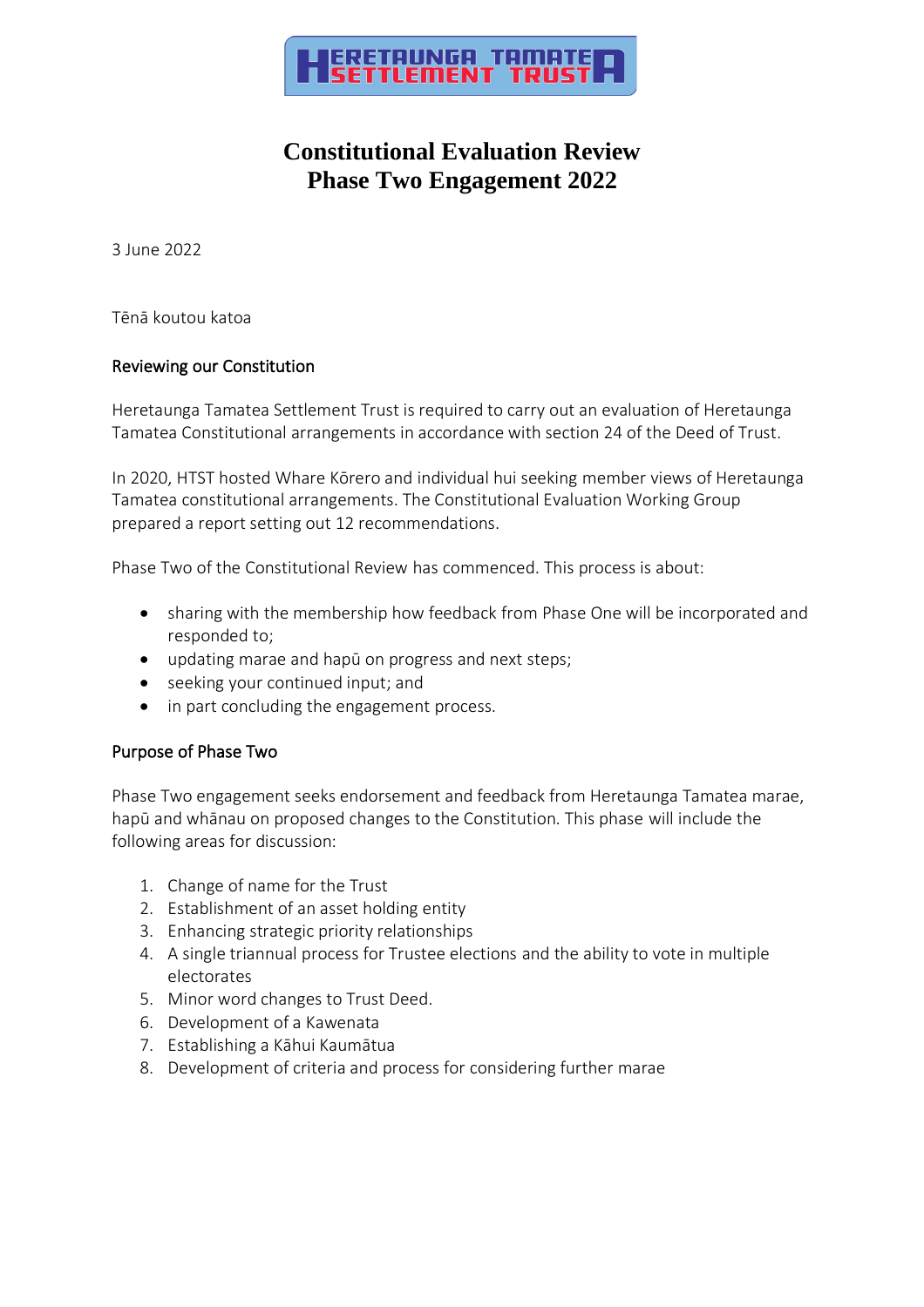HERETAUNGA TAMATEA SETTLEMENT TRUST

# Constitutional Evaluation Review
# Phase Two Engagement 2022

3 June 2022

Tēnā koutou katoa

## Reviewing our Constitution

Heretaunga Tamatea Settlement Trust is required to carry out an evaluation of Heretaunga Tamatea Constitutional arrangements in accordance with section 24 of the Deed of Trust.

In 2020, HTST hosted Whare Kōrero and individual hui seeking member views of Heretaunga Tamatea constitutional arrangements. The Constitutional Evaluation Working Group prepared a report setting out 12 recommendations.

Phase Two of the Constitutional Review has commenced. This process is about:

- sharing with the membership how feedback from Phase One will be incorporated and responded to;
- updating marae and hapū on progress and next steps;
- seeking your continued input; and
- in part concluding the engagement process.

## Purpose of Phase Two

Phase Two engagement seeks endorsement and feedback from Heretaunga Tamatea marae, hapū and whānau on proposed changes to the Constitution. This phase will include the following areas for discussion:

1. Change of name for the Trust
2. Establishment of an asset holding entity
3. Enhancing strategic priority relationships
4. A single triannual process for Trustee elections and the ability to vote in multiple electorates
5. Minor word changes to Trust Deed.
6. Development of a Kawenata
7. Establishing a Kāhui Kaumātua
8. Development of criteria and process for considering further marae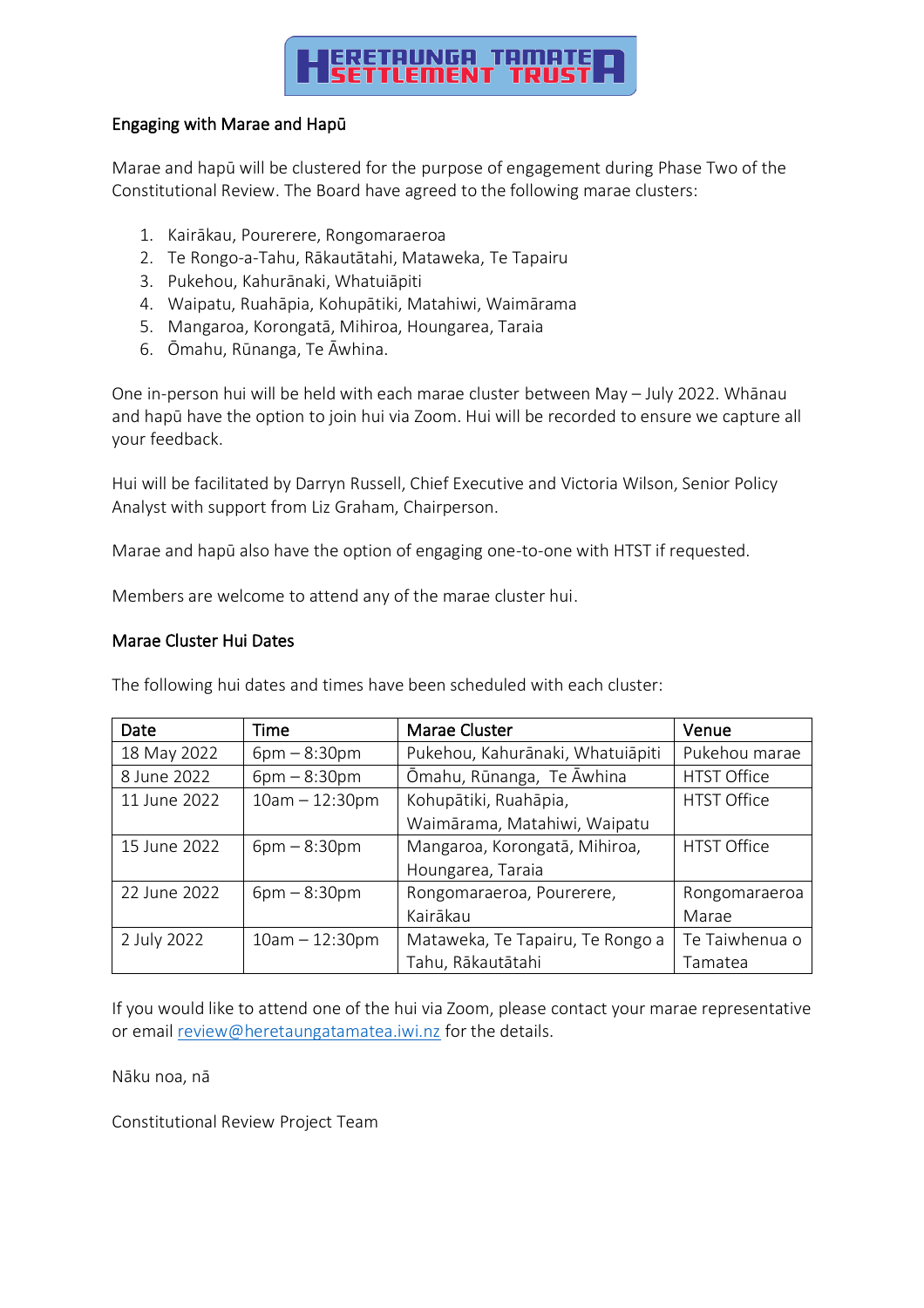Heretaunga Tamatea Settlement Trust

## Engaging with Marae and Hapū

Marae and hapū will be clustered for the purpose of engagement during Phase Two of the Constitutional Review. The Board have agreed to the following marae clusters:

1. Kairākau, Pourerere, Rongomaraeroa
2. Te Rongo-a-Tahu, Rākautātahi, Mataweka, Te Tapairu
3. Pukehou, Kahurānaki, Whatuiāpiti
4. Waipatu, Ruahāpia, Kohupātiki, Matahiwi, Waimārama
5. Mangaroa, Korongatā, Mihiroa, Houngarea, Taraia
6. Ōmahu, Rūnanga, Te Āwhina.

One in-person hui will be held with each marae cluster between May – July 2022. Whānau and hapū have the option to join hui via Zoom. Hui will be recorded to ensure we capture all your feedback.

Hui will be facilitated by Darryn Russell, Chief Executive and Victoria Wilson, Senior Policy Analyst with support from Liz Graham, Chairperson.

Marae and hapū also have the option of engaging one-to-one with HTST if requested.

Members are welcome to attend any of the marae cluster hui.

## Marae Cluster Hui Dates

The following hui dates and times have been scheduled with each cluster:

| Date | Time | Marae Cluster | Venue |
|---|---|---|---|
| 18 May 2022 | 6pm – 8:30pm | Pukehou, Kahurānaki, Whatuiāpiti | Pukehou marae |
| 8 June 2022 | 6pm – 8:30pm | Ōmahu, Rūnanga, Te Āwhina | HTST Office |
| 11 June 2022 | 10am – 12:30pm | Kohupātiki, Ruahāpia, Waimārama, Matahiwi, Waipatu | HTST Office |
| 15 June 2022 | 6pm – 8:30pm | Mangaroa, Korongatā, Mihiroa, Houngarea, Taraia | HTST Office |
| 22 June 2022 | 6pm – 8:30pm | Rongomaraeroa, Pourerere, Kairākau | Rongomaraeroa Marae |
| 2 July 2022 | 10am – 12:30pm | Mataweka, Te Tapairu, Te Rongo a Tahu, Rākautātahi | Te Taiwhenua o Tamatea |

If you would like to attend one of the hui via Zoom, please contact your marae representative or email review@heretaungatamatea.iwi.nz for the details.

Nāku noa, nā

Constitutional Review Project Team